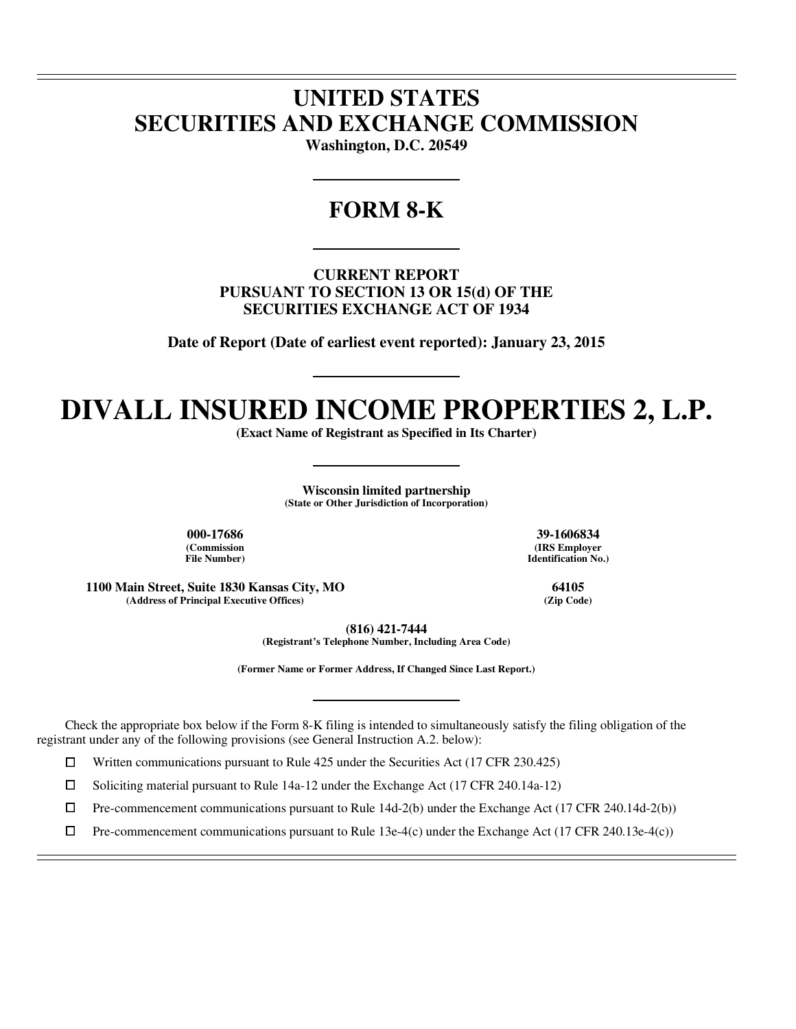# UNITED STATES
# SECURITIES AND EXCHANGE COMMISSION

**Washington, D.C. 20549**

## FORM 8-K

**CURRENT REPORT**
**PURSUANT TO SECTION 13 OR 15(d) OF THE**
**SECURITIES EXCHANGE ACT OF 1934**

**Date of Report (Date of earliest event reported): January 23, 2015**

# DIVALL INSURED INCOME PROPERTIES 2, L.P.

**(Exact Name of Registrant as Specified in Its Charter)**

**Wisconsin limited partnership**
**(State or Other Jurisdiction of Incorporation)**

| **000-17686** | **39-1606834** |
|---|---|
| **(Commission File Number)** | **(IRS Employer Identification No.)** |

| **1100 Main Street, Suite 1830 Kansas City, MO** | **64105** |
|---|---|
| **(Address of Principal Executive Offices)** | **(Zip Code)** |

**(816) 421-7444**
**(Registrant's Telephone Number, Including Area Code)**

**(Former Name or Former Address, If Changed Since Last Report.)**

Check the appropriate box below if the Form 8-K filing is intended to simultaneously satisfy the filing obligation of the registrant under any of the following provisions (see General Instruction A.2. below):

☐ Written communications pursuant to Rule 425 under the Securities Act (17 CFR 230.425)

☐ Soliciting material pursuant to Rule 14a-12 under the Exchange Act (17 CFR 240.14a-12)

☐ Pre-commencement communications pursuant to Rule 14d-2(b) under the Exchange Act (17 CFR 240.14d-2(b))

☐ Pre-commencement communications pursuant to Rule 13e-4(c) under the Exchange Act (17 CFR 240.13e-4(c))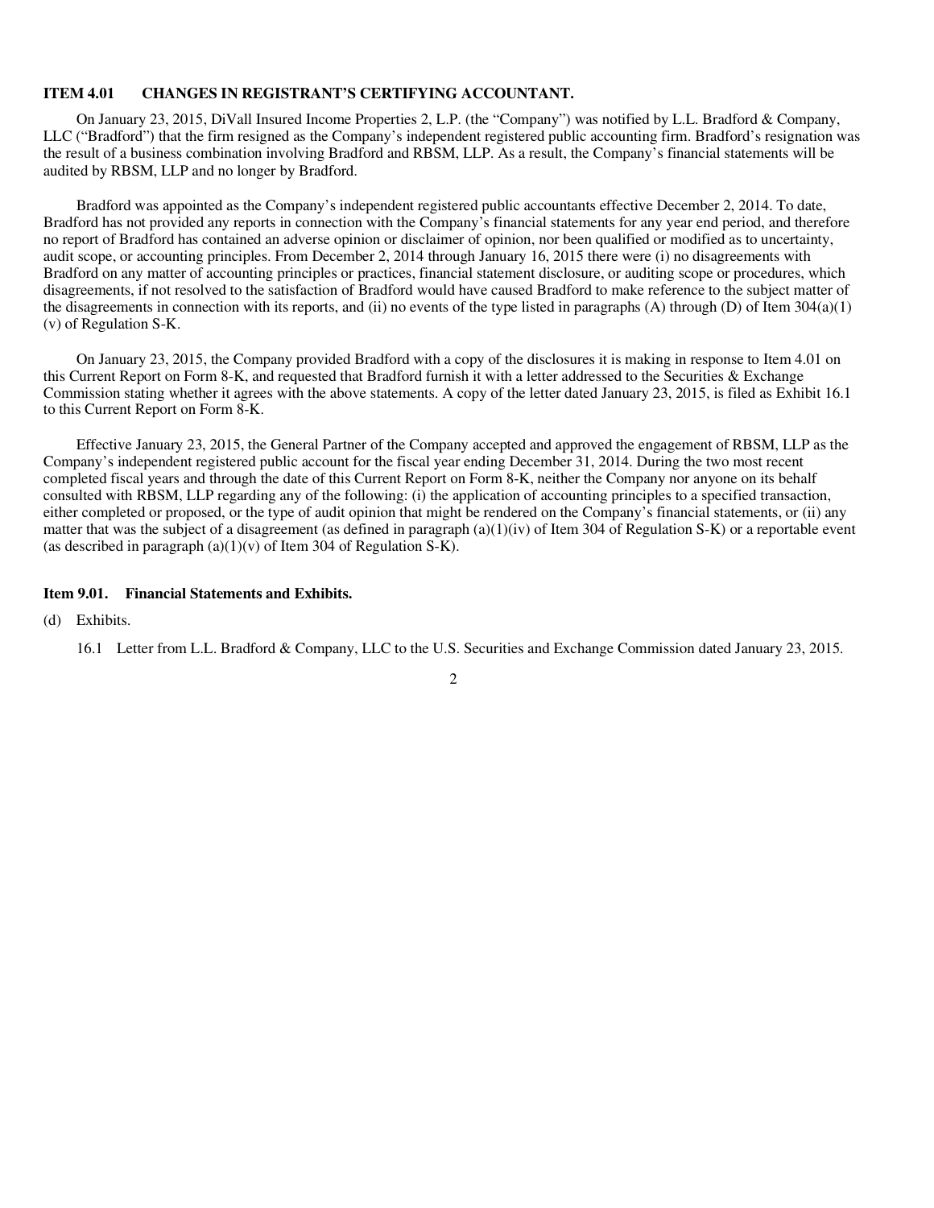## ITEM 4.01 CHANGES IN REGISTRANT'S CERTIFYING ACCOUNTANT.

On January 23, 2015, DiVall Insured Income Properties 2, L.P. (the "Company") was notified by L.L. Bradford & Company, LLC ("Bradford") that the firm resigned as the Company's independent registered public accounting firm. Bradford's resignation was the result of a business combination involving Bradford and RBSM, LLP. As a result, the Company's financial statements will be audited by RBSM, LLP and no longer by Bradford.

Bradford was appointed as the Company's independent registered public accountants effective December 2, 2014. To date, Bradford has not provided any reports in connection with the Company's financial statements for any year end period, and therefore no report of Bradford has contained an adverse opinion or disclaimer of opinion, nor been qualified or modified as to uncertainty, audit scope, or accounting principles. From December 2, 2014 through January 16, 2015 there were (i) no disagreements with Bradford on any matter of accounting principles or practices, financial statement disclosure, or auditing scope or procedures, which disagreements, if not resolved to the satisfaction of Bradford would have caused Bradford to make reference to the subject matter of the disagreements in connection with its reports, and (ii) no events of the type listed in paragraphs (A) through (D) of Item 304(a)(1)(v) of Regulation S-K.

On January 23, 2015, the Company provided Bradford with a copy of the disclosures it is making in response to Item 4.01 on this Current Report on Form 8-K, and requested that Bradford furnish it with a letter addressed to the Securities & Exchange Commission stating whether it agrees with the above statements. A copy of the letter dated January 23, 2015, is filed as Exhibit 16.1 to this Current Report on Form 8-K.

Effective January 23, 2015, the General Partner of the Company accepted and approved the engagement of RBSM, LLP as the Company's independent registered public account for the fiscal year ending December 31, 2014. During the two most recent completed fiscal years and through the date of this Current Report on Form 8-K, neither the Company nor anyone on its behalf consulted with RBSM, LLP regarding any of the following: (i) the application of accounting principles to a specified transaction, either completed or proposed, or the type of audit opinion that might be rendered on the Company's financial statements, or (ii) any matter that was the subject of a disagreement (as defined in paragraph (a)(1)(iv) of Item 304 of Regulation S-K) or a reportable event (as described in paragraph (a)(1)(v) of Item 304 of Regulation S-K).

## Item 9.01. Financial Statements and Exhibits.

(d) Exhibits.

16.1 Letter from L.L. Bradford & Company, LLC to the U.S. Securities and Exchange Commission dated January 23, 2015.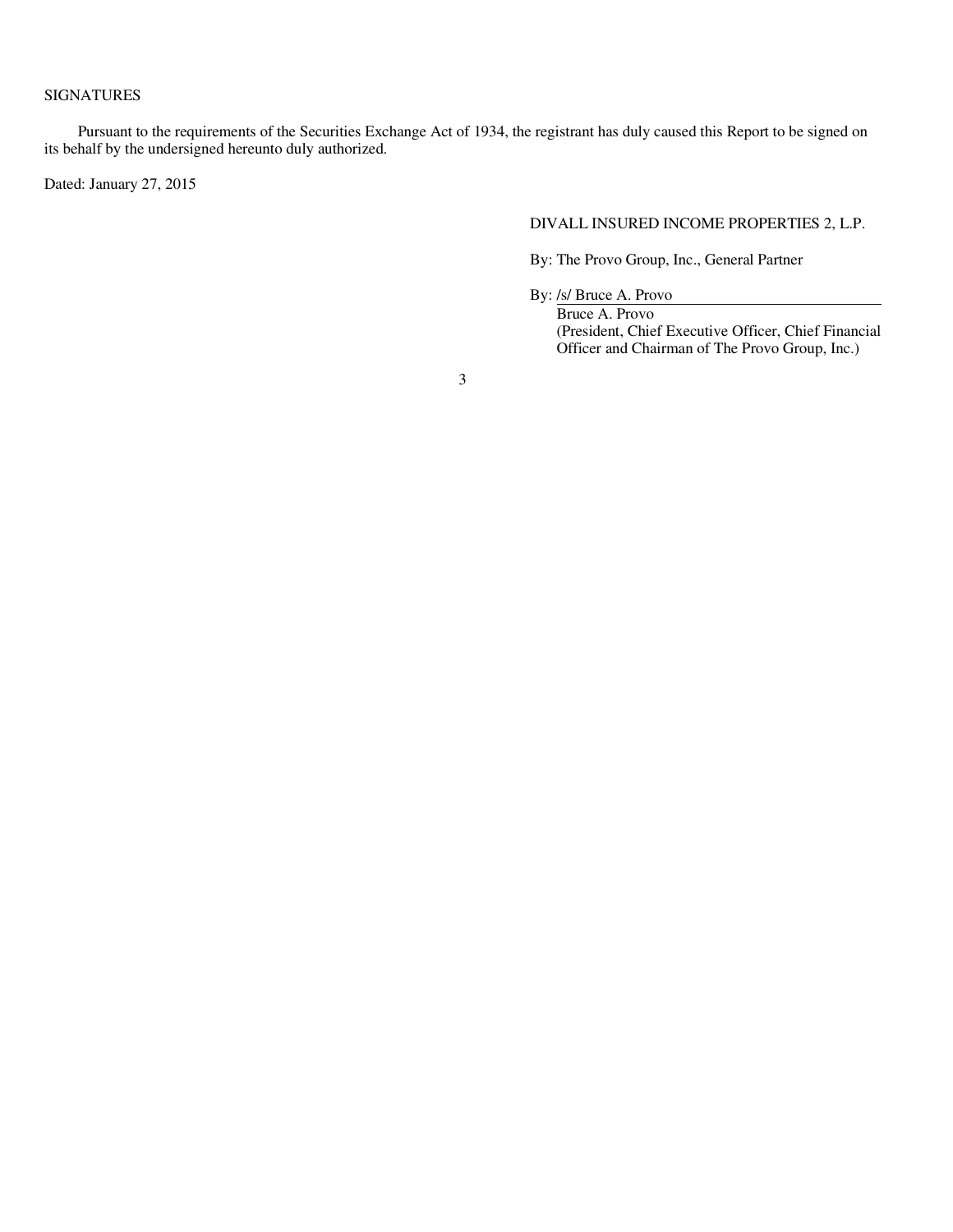SIGNATURES

Pursuant to the requirements of the Securities Exchange Act of 1934, the registrant has duly caused this Report to be signed on its behalf by the undersigned hereunto duly authorized.

Dated: January 27, 2015

DIVALL INSURED INCOME PROPERTIES 2, L.P.

By: The Provo Group, Inc., General Partner

By: /s/ Bruce A. Provo

Bruce A. Provo
(President, Chief Executive Officer, Chief Financial Officer and Chairman of The Provo Group, Inc.)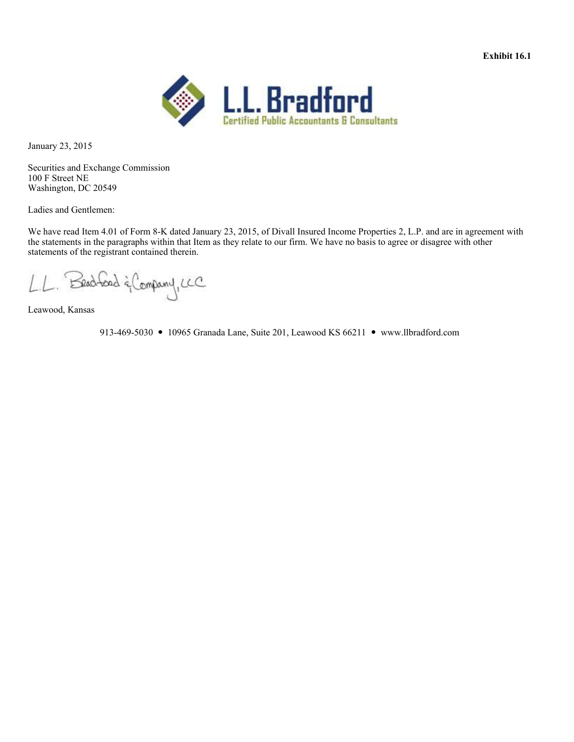**Exhibit 16.1**

L.L. Bradford
Certified Public Accountants & Consultants

January 23, 2015

Securities and Exchange Commission
100 F Street NE
Washington, DC 20549

Ladies and Gentlemen:

We have read Item 4.01 of Form 8-K dated January 23, 2015, of Divall Insured Income Properties 2, L.P. and are in agreement with the statements in the paragraphs within that Item as they relate to our firm. We have no basis to agree or disagree with other statements of the registrant contained therein.

L.L. Bradford & Company, LLC

Leawood, Kansas

913-469-5030 • 10965 Granada Lane, Suite 201, Leawood KS 66211 • www.llbradford.com